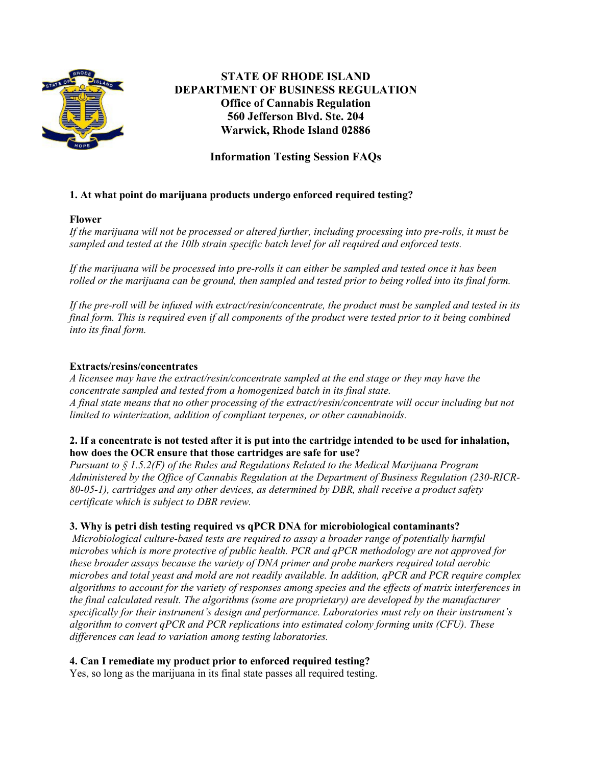**STATE OF RHODE ISLAND**
**DEPARTMENT OF BUSINESS REGULATION**
**Office of Cannabis Regulation**
**560 Jefferson Blvd. Ste. 204**
**Warwick, Rhode Island 02886**

# Information Testing Session FAQs

### 1. At what point do marijuana products undergo enforced required testing?

**Flower**

*If the marijuana will not be processed or altered further, including processing into pre-rolls, it must be sampled and tested at the 10lb strain specific batch level for all required and enforced tests.*

*If the marijuana will be processed into pre-rolls it can either be sampled and tested once it has been rolled or the marijuana can be ground, then sampled and tested prior to being rolled into its final form.*

*If the pre-roll will be infused with extract/resin/concentrate, the product must be sampled and tested in its final form. This is required even if all components of the product were tested prior to it being combined into its final form.*

**Extracts/resins/concentrates**

*A licensee may have the extract/resin/concentrate sampled at the end stage or they may have the concentrate sampled and tested from a homogenized batch in its final state.*
*A final state means that no other processing of the extract/resin/concentrate will occur including but not limited to winterization, addition of compliant terpenes, or other cannabinoids.*

### 2. If a concentrate is not tested after it is put into the cartridge intended to be used for inhalation, how does the OCR ensure that those cartridges are safe for use?

*Pursuant to § 1.5.2(F) of the Rules and Regulations Related to the Medical Marijuana Program Administered by the Office of Cannabis Regulation at the Department of Business Regulation (230-RICR-80-05-1), cartridges and any other devices, as determined by DBR, shall receive a product safety certificate which is subject to DBR review.*

### 3. Why is petri dish testing required vs qPCR DNA for microbiological contaminants?

*Microbiological culture-based tests are required to assay a broader range of potentially harmful microbes which is more protective of public health. PCR and qPCR methodology are not approved for these broader assays because the variety of DNA primer and probe markers required total aerobic microbes and total yeast and mold are not readily available. In addition, qPCR and PCR require complex algorithms to account for the variety of responses among species and the effects of matrix interferences in the final calculated result. The algorithms (some are proprietary) are developed by the manufacturer specifically for their instrument's design and performance. Laboratories must rely on their instrument's algorithm to convert qPCR and PCR replications into estimated colony forming units (CFU). These differences can lead to variation among testing laboratories.*

### 4. Can I remediate my product prior to enforced required testing?

Yes, so long as the marijuana in its final state passes all required testing.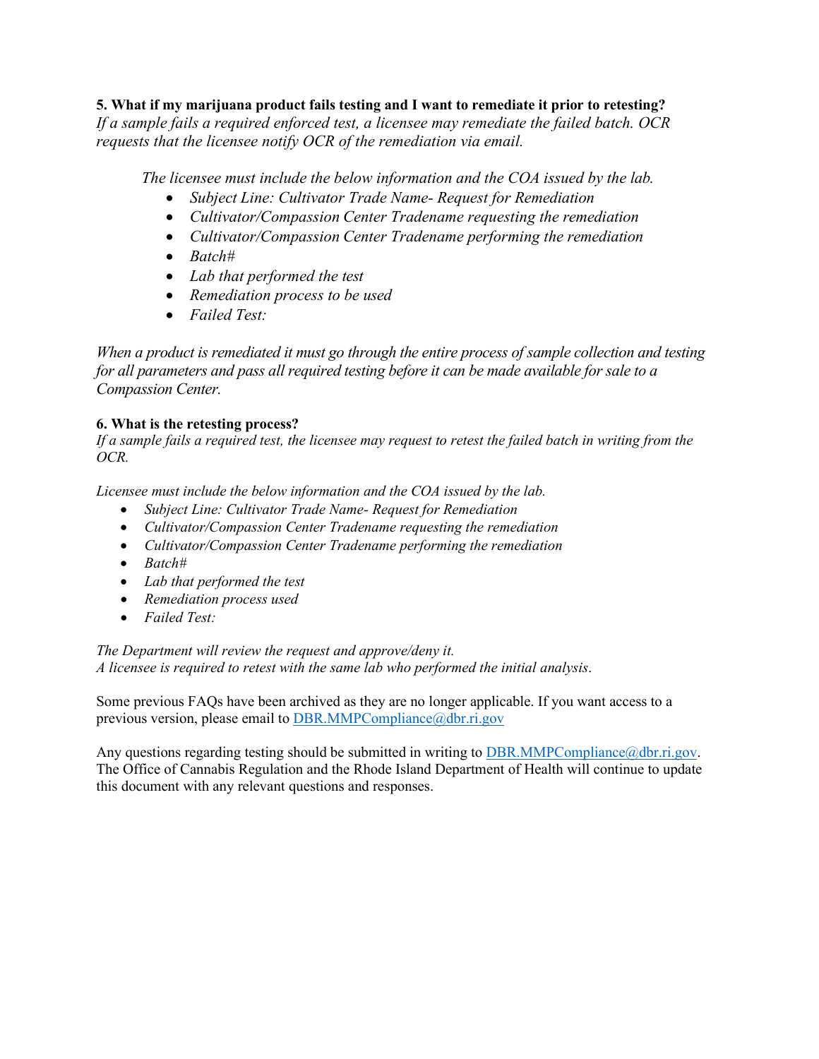**5. What if my marijuana product fails testing and I want to remediate it prior to retesting?**
*If a sample fails a required enforced test, a licensee may remediate the failed batch. OCR requests that the licensee notify OCR of the remediation via email.*

*The licensee must include the below information and the COA issued by the lab.*

- *Subject Line: Cultivator Trade Name- Request for Remediation*
- *Cultivator/Compassion Center Tradename requesting the remediation*
- *Cultivator/Compassion Center Tradename performing the remediation*
- *Batch#*
- *Lab that performed the test*
- *Remediation process to be used*
- *Failed Test:*

*When a product is remediated it must go through the entire process of sample collection and testing for all parameters and pass all required testing before it can be made available for sale to a Compassion Center.*

**6. What is the retesting process?**
*If a sample fails a required test, the licensee may request to retest the failed batch in writing from the OCR.*

*Licensee must include the below information and the COA issued by the lab.*

- *Subject Line: Cultivator Trade Name- Request for Remediation*
- *Cultivator/Compassion Center Tradename requesting the remediation*
- *Cultivator/Compassion Center Tradename performing the remediation*
- *Batch#*
- *Lab that performed the test*
- *Remediation process used*
- *Failed Test:*

*The Department will review the request and approve/deny it.*
*A licensee is required to retest with the same lab who performed the initial analysis*.

Some previous FAQs have been archived as they are no longer applicable. If you want access to a previous version, please email to DBR.MMPCompliance@dbr.ri.gov

Any questions regarding testing should be submitted in writing to DBR.MMPCompliance@dbr.ri.gov. The Office of Cannabis Regulation and the Rhode Island Department of Health will continue to update this document with any relevant questions and responses.